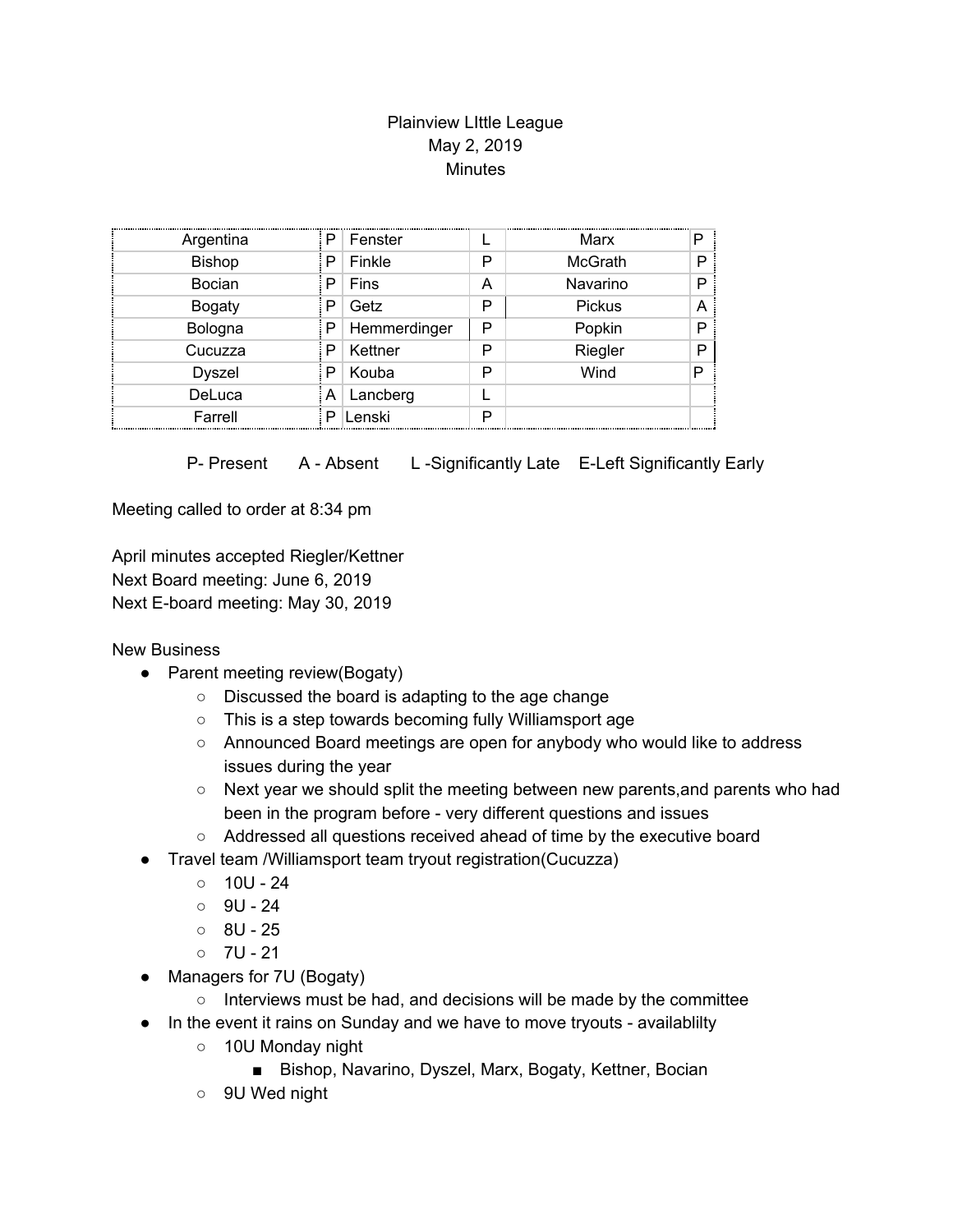Plainview LIttle League
May 2, 2019
Minutes

| Argentina | P | Fenster | L | Marx | P |
|---|---|---|---|---|---|
| Bishop | P | Finkle | P | McGrath | P |
| Bocian | P | Fins | A | Navarino | P |
| Bogaty | P | Getz | P | Pickus | A |
| Bologna | P | Hemmerdinger | P | Popkin | P |
| Cucuzza | P | Kettner | P | Riegler | P |
| Dyszel | P | Kouba | P | Wind | P |
| DeLuca | A | Lancberg | L | | |
| Farrell | P | Lenski | P | | |

P- Present A - Absent L -Significantly Late E-Left Significantly Early

Meeting called to order at 8:34 pm

April minutes accepted Riegler/Kettner
Next Board meeting: June 6, 2019
Next E-board meeting: May 30, 2019

New Business

- Parent meeting review(Bogaty)
  - Discussed the board is adapting to the age change
  - This is a step towards becoming fully Williamsport age
  - Announced Board meetings are open for anybody who would like to address issues during the year
  - Next year we should split the meeting between new parents,and parents who had been in the program before - very different questions and issues
  - Addressed all questions received ahead of time by the executive board
- Travel team /Williamsport team tryout registration(Cucuzza)
  - 10U - 24
  - 9U - 24
  - 8U - 25
  - 7U - 21
- Managers for 7U (Bogaty)
  - Interviews must be had, and decisions will be made by the committee
- In the event it rains on Sunday and we have to move tryouts - availablilty
  - 10U Monday night
    - Bishop, Navarino, Dyszel, Marx, Bogaty, Kettner, Bocian
  - 9U Wed night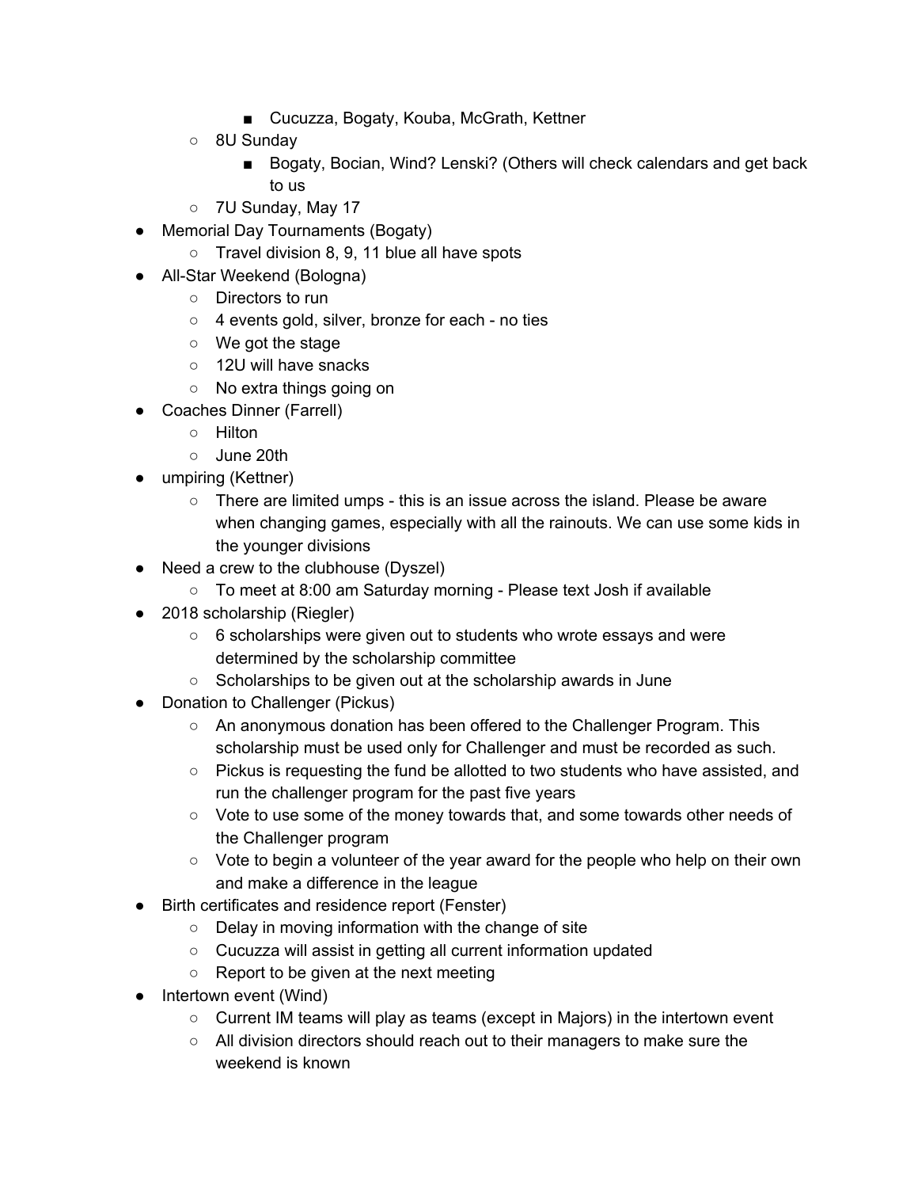- Cucuzza, Bogaty, Kouba, McGrath, Kettner
    - 8U Sunday
        - Bogaty, Bocian, Wind? Lenski? (Others will check calendars and get back to us
    - 7U Sunday, May 17
- Memorial Day Tournaments (Bogaty)
    - Travel division 8, 9, 11 blue all have spots
- All-Star Weekend (Bologna)
    - Directors to run
    - 4 events gold, silver, bronze for each - no ties
    - We got the stage
    - 12U will have snacks
    - No extra things going on
- Coaches Dinner (Farrell)
    - Hilton
    - June 20th
- umpiring (Kettner)
    - There are limited umps - this is an issue across the island. Please be aware when changing games, especially with all the rainouts. We can use some kids in the younger divisions
- Need a crew to the clubhouse (Dyszel)
    - To meet at 8:00 am Saturday morning - Please text Josh if available
- 2018 scholarship (Riegler)
    - 6 scholarships were given out to students who wrote essays and were determined by the scholarship committee
    - Scholarships to be given out at the scholarship awards in June
- Donation to Challenger (Pickus)
    - An anonymous donation has been offered to the Challenger Program. This scholarship must be used only for Challenger and must be recorded as such.
    - Pickus is requesting the fund be allotted to two students who have assisted, and run the challenger program for the past five years
    - Vote to use some of the money towards that, and some towards other needs of the Challenger program
    - Vote to begin a volunteer of the year award for the people who help on their own and make a difference in the league
- Birth certificates and residence report (Fenster)
    - Delay in moving information with the change of site
    - Cucuzza will assist in getting all current information updated
    - Report to be given at the next meeting
- Intertown event (Wind)
    - Current IM teams will play as teams (except in Majors) in the intertown event
    - All division directors should reach out to their managers to make sure the weekend is known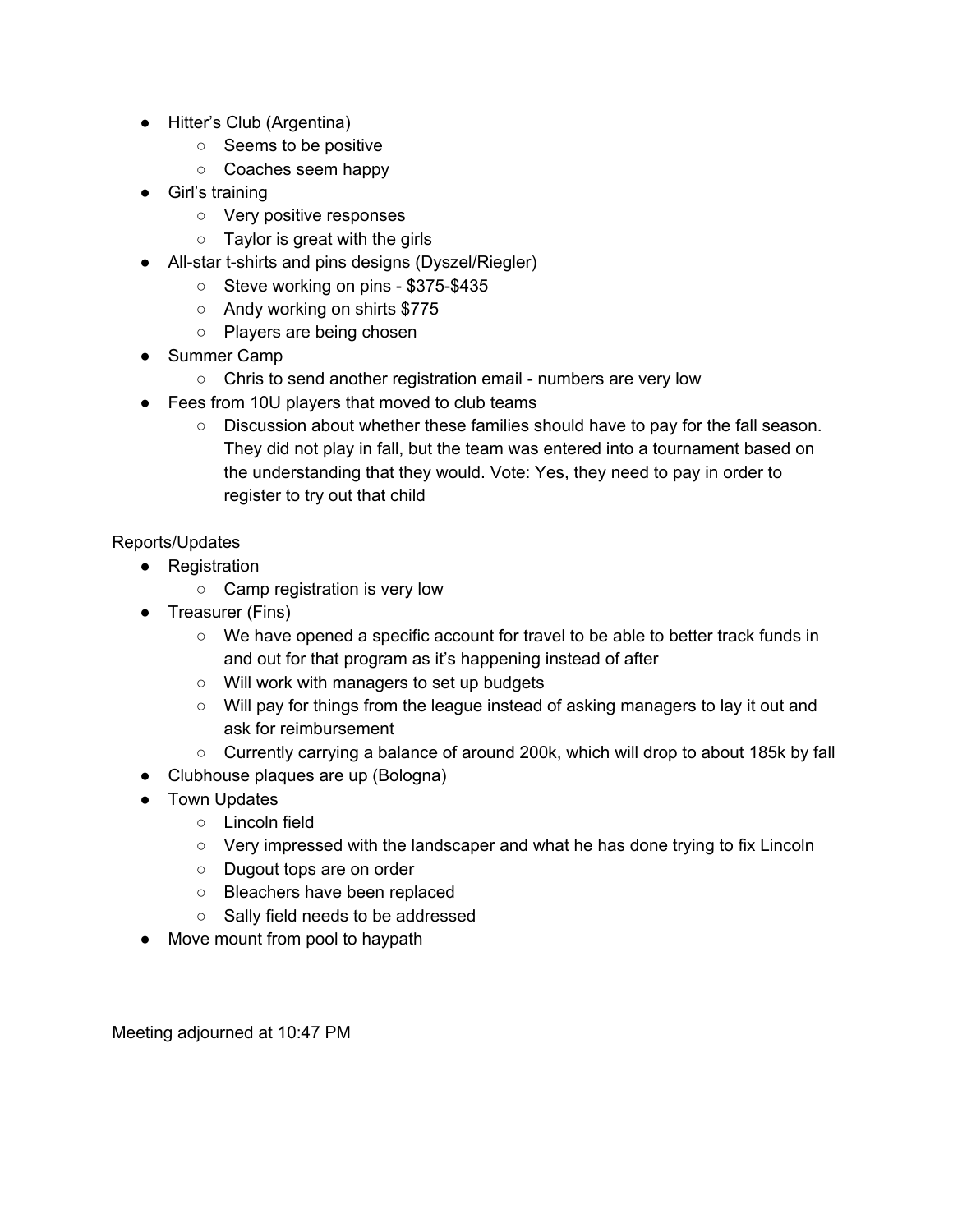- Hitter's Club (Argentina)
    - Seems to be positive
    - Coaches seem happy
- Girl's training
    - Very positive responses
    - Taylor is great with the girls
- All-star t-shirts and pins designs (Dyszel/Riegler)
    - Steve working on pins - $375-$435
    - Andy working on shirts $775
    - Players are being chosen
- Summer Camp
    - Chris to send another registration email - numbers are very low
- Fees from 10U players that moved to club teams
    - Discussion about whether these families should have to pay for the fall season. They did not play in fall, but the team was entered into a tournament based on the understanding that they would. Vote: Yes, they need to pay in order to register to try out that child

Reports/Updates

- Registration
    - Camp registration is very low
- Treasurer (Fins)
    - We have opened a specific account for travel to be able to better track funds in and out for that program as it's happening instead of after
    - Will work with managers to set up budgets
    - Will pay for things from the league instead of asking managers to lay it out and ask for reimbursement
    - Currently carrying a balance of around 200k, which will drop to about 185k by fall
- Clubhouse plaques are up (Bologna)
- Town Updates
    - Lincoln field
    - Very impressed with the landscaper and what he has done trying to fix Lincoln
    - Dugout tops are on order
    - Bleachers have been replaced
    - Sally field needs to be addressed
- Move mount from pool to haypath

Meeting adjourned at 10:47 PM